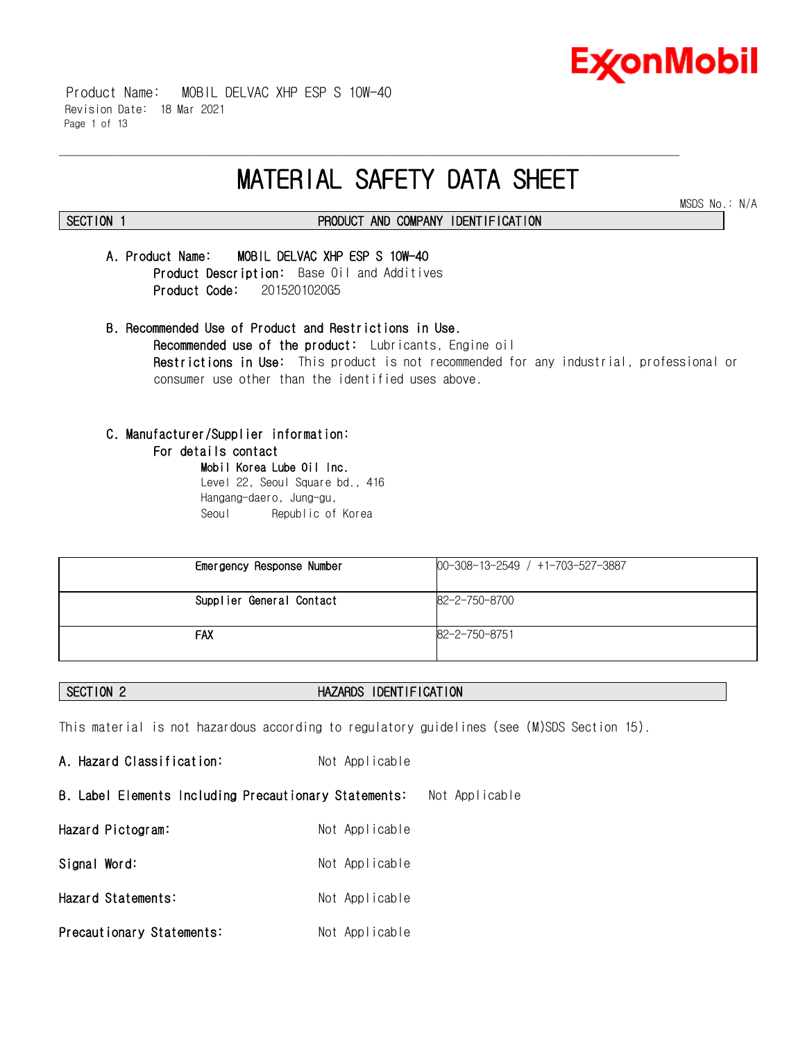# MATERIAL SAFETY DATA SHEET

MSDS No.: N/A

## SECTION 1 PRODUCT AND COMPANY IDENTIFICATION

**A. Product Name:** MOBIL DELVAC XHP ESP S 10W-40

**Product Description:** Base Oil and Additives

**Product Code:** 201520102OG5

**B. Recommended Use of Product and Restrictions in Use.**

**Recommended use of the product:** Lubricants, Engine oil

**Restrictions in Use:** This product is not recommended for any industrial, professional or consumer use other than the identified uses above.

**C. Manufacturer/Supplier information:**

**For details contact**

**Mobil Korea Lube Oil Inc.**
Level 22, Seoul Square bd., 416
Hangang-daero, Jung-gu,
Seoul Republic of Korea

| Emergency Response Number | 00-308-13-2549 / +1-703-527-3887 |
|---|---|
| Supplier General Contact | 82-2-750-8700 |
| FAX | 82-2-750-8751 |

## SECTION 2 HAZARDS IDENTIFICATION

This material is not hazardous according to regulatory guidelines (see (M)SDS Section 15).

**A. Hazard Classification:** Not Applicable

**B. Label Elements Including Precautionary Statements:** Not Applicable

**Hazard Pictogram:** Not Applicable

**Signal Word:** Not Applicable

**Hazard Statements:** Not Applicable

**Precautionary Statements:** Not Applicable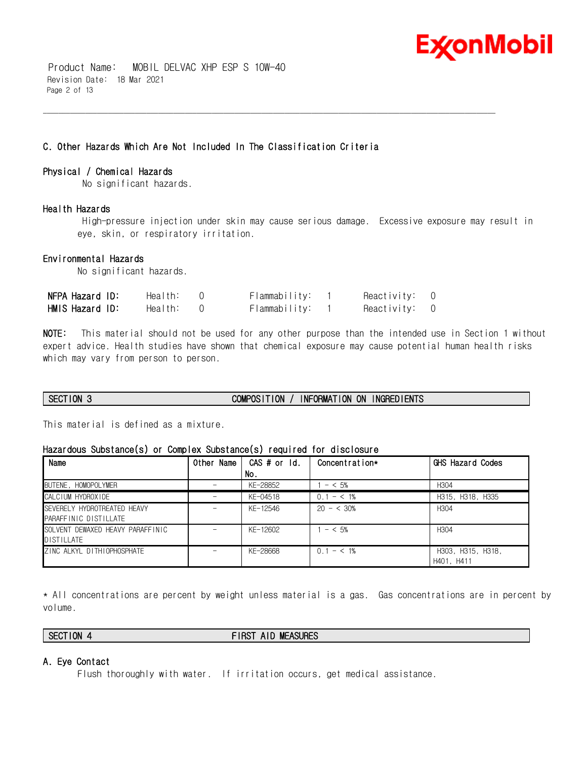## C. Other Hazards Which Are Not Included In The Classification Criteria

### Physical / Chemical Hazards

No significant hazards.

### Health Hazards

High-pressure injection under skin may cause serious damage. Excessive exposure may result in eye, skin, or respiratory irritation.

### Environmental Hazards

No significant hazards.

| | | | |
|---|---|---|---|
| **NFPA Hazard ID:** | Health: 0 | Flammability: 1 | Reactivity: 0 |
| **HMIS Hazard ID:** | Health: 0 | Flammability: 1 | Reactivity: 0 |

**NOTE:** This material should not be used for any other purpose than the intended use in Section 1 without expert advice. Health studies have shown that chemical exposure may cause potential human health risks which may vary from person to person.

## SECTION 3 COMPOSITION / INFORMATION ON INGREDIENTS

This material is defined as a mixture.

### Hazardous Substance(s) or Complex Substance(s) required for disclosure

| Name | Other Name | CAS # or Id. No. | Concentration* | GHS Hazard Codes |
|---|---|---|---|---|
| BUTENE, HOMOPOLYMER | - | KE-28852 | 1 - < 5% | H304 |
| CALCIUM HYDROXIDE | - | KE-04518 | 0.1 - < 1% | H315, H318, H335 |
| SEVERELY HYDROTREATED HEAVY PARAFFINIC DISTILLATE | - | KE-12546 | 20 - < 30% | H304 |
| SOLVENT DEWAXED HEAVY PARAFFINIC DISTILLATE | - | KE-12602 | 1 - < 5% | H304 |
| ZINC ALKYL DITHIOPHOSPHATE | - | KE-28668 | 0.1 - < 1% | H303, H315, H318, H401, H411 |

* All concentrations are percent by weight unless material is a gas. Gas concentrations are in percent by volume.

## SECTION 4 FIRST AID MEASURES

### A. Eye Contact

Flush thoroughly with water. If irritation occurs, get medical assistance.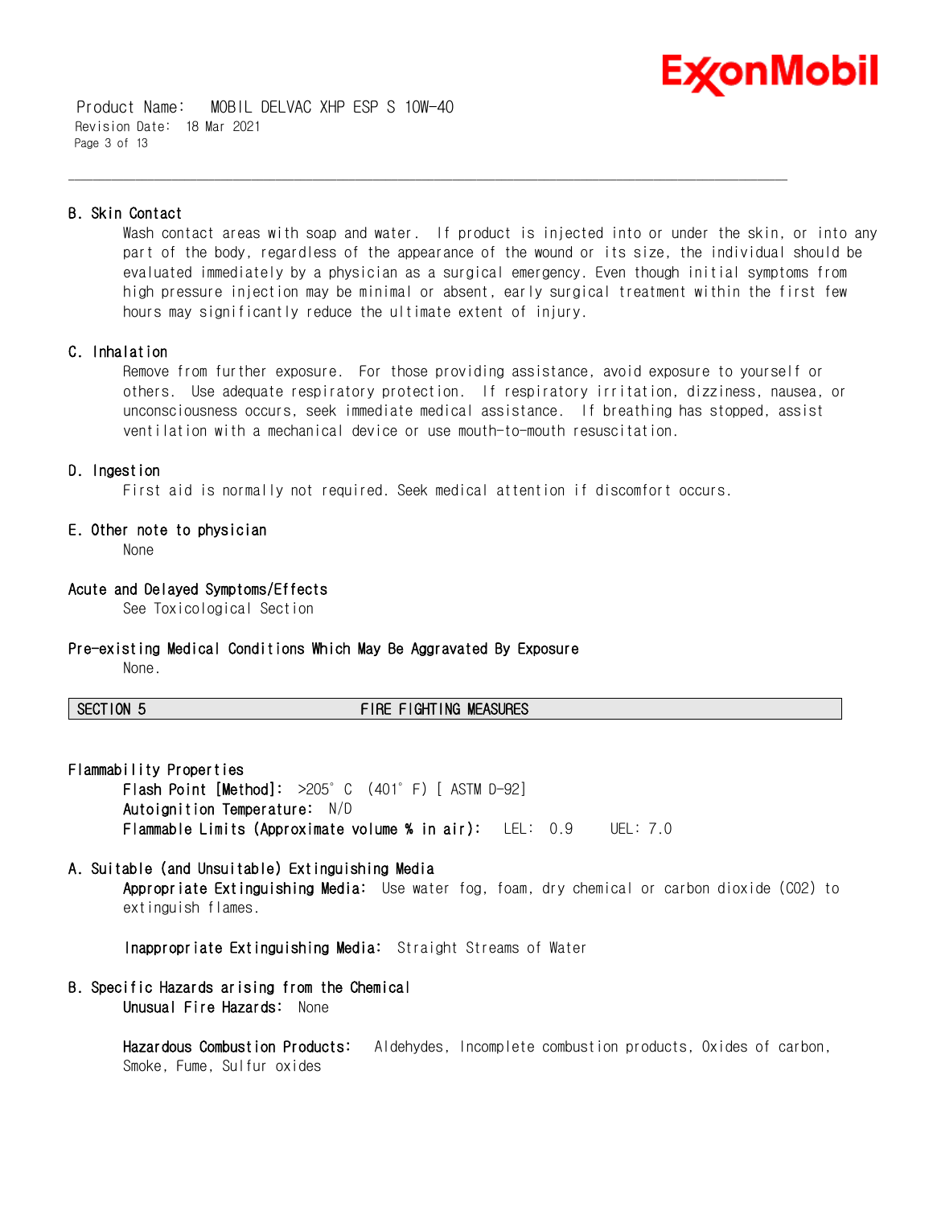### B. Skin Contact

Wash contact areas with soap and water. If product is injected into or under the skin, or into any part of the body, regardless of the appearance of the wound or its size, the individual should be evaluated immediately by a physician as a surgical emergency. Even though initial symptoms from high pressure injection may be minimal or absent, early surgical treatment within the first few hours may significantly reduce the ultimate extent of injury.

### C. Inhalation

Remove from further exposure. For those providing assistance, avoid exposure to yourself or others. Use adequate respiratory protection. If respiratory irritation, dizziness, nausea, or unconsciousness occurs, seek immediate medical assistance. If breathing has stopped, assist ventilation with a mechanical device or use mouth-to-mouth resuscitation.

### D. Ingestion

First aid is normally not required. Seek medical attention if discomfort occurs.

### E. Other note to physician

None

### Acute and Delayed Symptoms/Effects

See Toxicological Section

### Pre-existing Medical Conditions Which May Be Aggravated By Exposure

None.

## SECTION 5 FIRE FIGHTING MEASURES

### Flammability Properties

**Flash Point [Method]:** >205°C (401°F) [ ASTM D-92]
**Autoignition Temperature:** N/D
**Flammable Limits (Approximate volume % in air):** LEL: 0.9 UEL: 7.0

### A. Suitable (and Unsuitable) Extinguishing Media

**Appropriate Extinguishing Media:** Use water fog, foam, dry chemical or carbon dioxide ($CO_2$) to extinguish flames.

**Inappropriate Extinguishing Media:** Straight Streams of Water

### B. Specific Hazards arising from the Chemical

**Unusual Fire Hazards:** None

**Hazardous Combustion Products:** Aldehydes, Incomplete combustion products, Oxides of carbon, Smoke, Fume, Sulfur oxides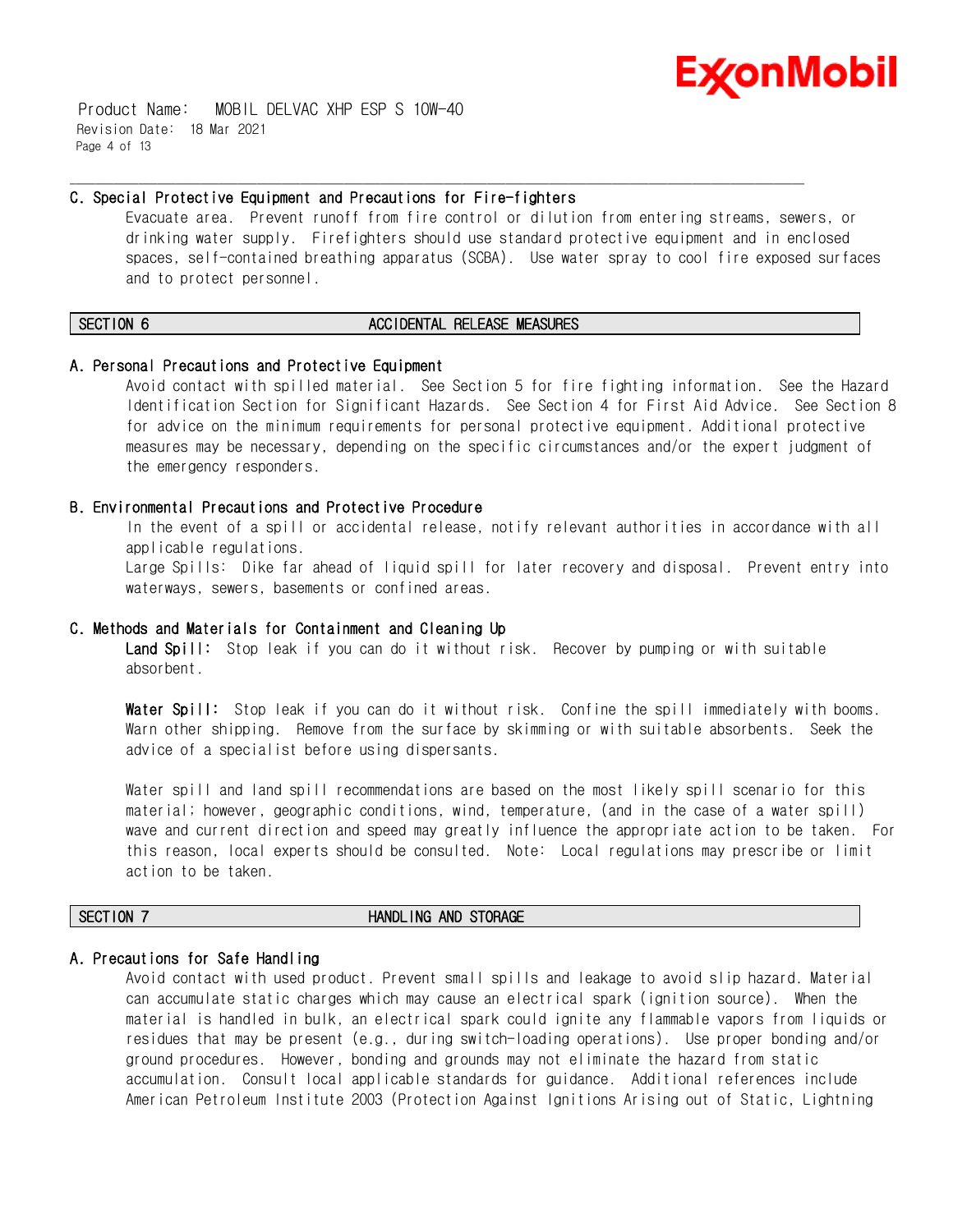### C. Special Protective Equipment and Precautions for Fire-fighters

Evacuate area. Prevent runoff from fire control or dilution from entering streams, sewers, or drinking water supply. Firefighters should use standard protective equipment and in enclosed spaces, self-contained breathing apparatus (SCBA). Use water spray to cool fire exposed surfaces and to protect personnel.

## SECTION 6 ACCIDENTAL RELEASE MEASURES

### A. Personal Precautions and Protective Equipment

Avoid contact with spilled material. See Section 5 for fire fighting information. See the Hazard Identification Section for Significant Hazards. See Section 4 for First Aid Advice. See Section 8 for advice on the minimum requirements for personal protective equipment. Additional protective measures may be necessary, depending on the specific circumstances and/or the expert judgment of the emergency responders.

### B. Environmental Precautions and Protective Procedure

In the event of a spill or accidental release, notify relevant authorities in accordance with all applicable regulations.

Large Spills: Dike far ahead of liquid spill for later recovery and disposal. Prevent entry into waterways, sewers, basements or confined areas.

### C. Methods and Materials for Containment and Cleaning Up

**Land Spill:** Stop leak if you can do it without risk. Recover by pumping or with suitable absorbent.

**Water Spill:** Stop leak if you can do it without risk. Confine the spill immediately with booms. Warn other shipping. Remove from the surface by skimming or with suitable absorbents. Seek the advice of a specialist before using dispersants.

Water spill and land spill recommendations are based on the most likely spill scenario for this material; however, geographic conditions, wind, temperature, (and in the case of a water spill) wave and current direction and speed may greatly influence the appropriate action to be taken. For this reason, local experts should be consulted. Note: Local regulations may prescribe or limit action to be taken.

## SECTION 7 HANDLING AND STORAGE

### A. Precautions for Safe Handling

Avoid contact with used product. Prevent small spills and leakage to avoid slip hazard. Material can accumulate static charges which may cause an electrical spark (ignition source). When the material is handled in bulk, an electrical spark could ignite any flammable vapors from liquids or residues that may be present (e.g., during switch-loading operations). Use proper bonding and/or ground procedures. However, bonding and grounds may not eliminate the hazard from static accumulation. Consult local applicable standards for guidance. Additional references include American Petroleum Institute 2003 (Protection Against Ignitions Arising out of Static, Lightning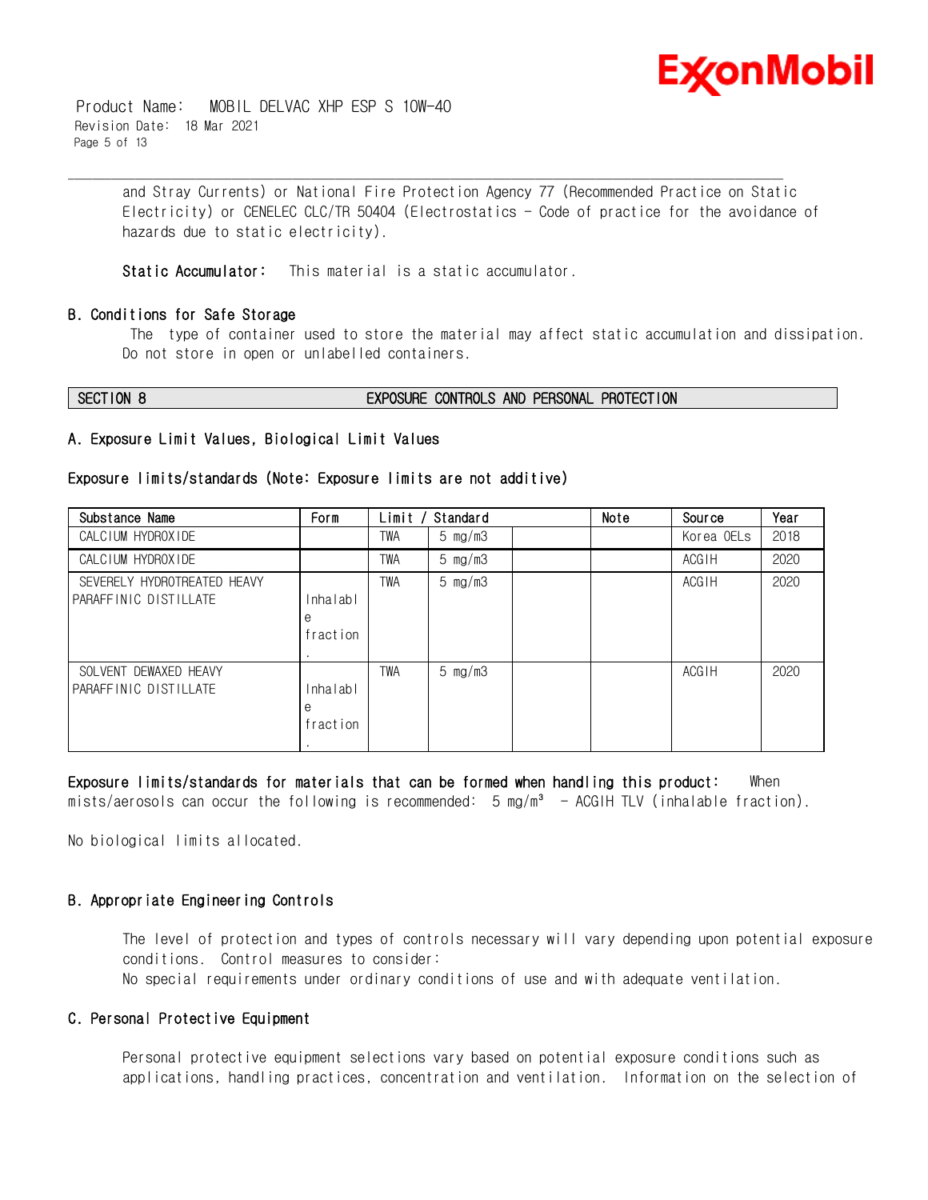and Stray Currents) or National Fire Protection Agency 77 (Recommended Practice on Static Electricity) or CENELEC CLC/TR 50404 (Electrostatics - Code of practice for the avoidance of hazards due to static electricity).

**Static Accumulator:** This material is a static accumulator.

### B. Conditions for Safe Storage

The type of container used to store the material may affect static accumulation and dissipation. Do not store in open or unlabelled containers.

## SECTION 8 EXPOSURE CONTROLS AND PERSONAL PROTECTION

### A. Exposure Limit Values, Biological Limit Values

**Exposure limits/standards (Note: Exposure limits are not additive)**

| Substance Name | Form | Limit / Standard | | | Note | Source | Year |
|---|---|---|---|---|---|---|---|
| CALCIUM HYDROXIDE | | TWA | 5 mg/m3 | | | Korea OELs | 2018 |
| CALCIUM HYDROXIDE | | TWA | 5 mg/m3 | | | ACGIH | 2020 |
| SEVERELY HYDROTREATED HEAVY PARAFFINIC DISTILLATE | Inhalable fraction. | TWA | 5 mg/m3 | | | ACGIH | 2020 |
| SOLVENT DEWAXED HEAVY PARAFFINIC DISTILLATE | Inhalable fraction. | TWA | 5 mg/m3 | | | ACGIH | 2020 |

**Exposure limits/standards for materials that can be formed when handling this product:** When mists/aerosols can occur the following is recommended: 5 mg/m³ - ACGIH TLV (inhalable fraction).

No biological limits allocated.

### B. Appropriate Engineering Controls

The level of protection and types of controls necessary will vary depending upon potential exposure conditions. Control measures to consider:
No special requirements under ordinary conditions of use and with adequate ventilation.

### C. Personal Protective Equipment

Personal protective equipment selections vary based on potential exposure conditions such as applications, handling practices, concentration and ventilation. Information on the selection of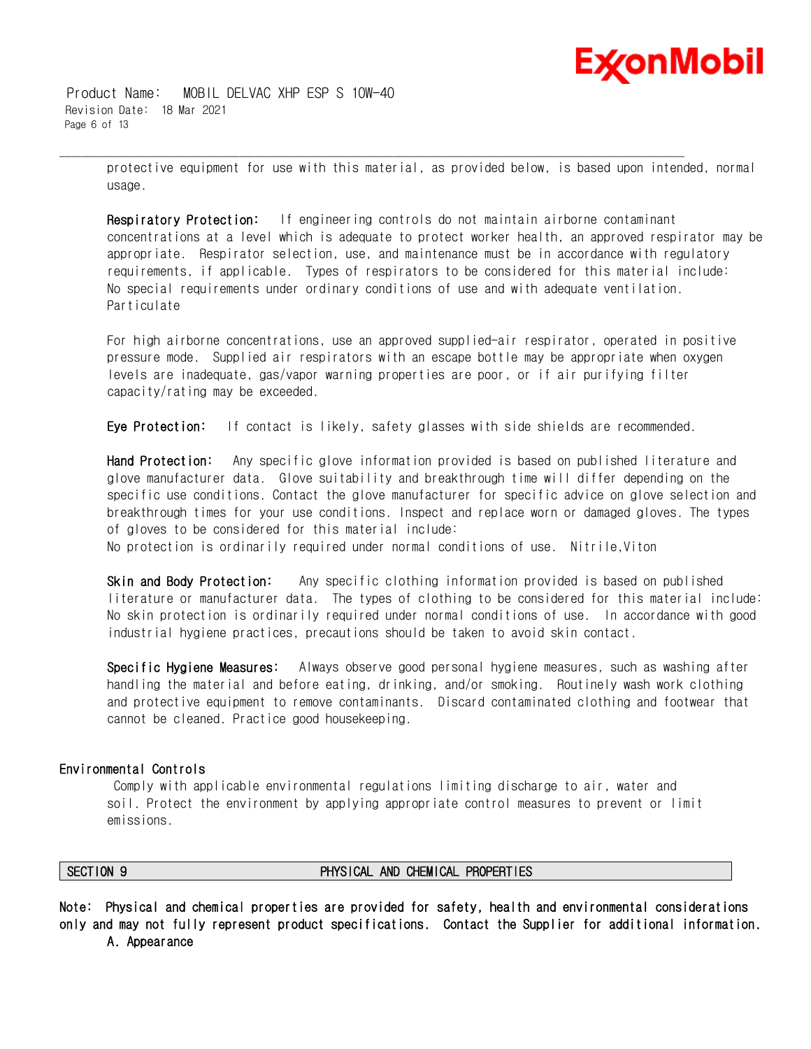protective equipment for use with this material, as provided below, is based upon intended, normal usage.

**Respiratory Protection:** If engineering controls do not maintain airborne contaminant concentrations at a level which is adequate to protect worker health, an approved respirator may be appropriate. Respirator selection, use, and maintenance must be in accordance with regulatory requirements, if applicable. Types of respirators to be considered for this material include:
No special requirements under ordinary conditions of use and with adequate ventilation.
Particulate

For high airborne concentrations, use an approved supplied-air respirator, operated in positive pressure mode. Supplied air respirators with an escape bottle may be appropriate when oxygen levels are inadequate, gas/vapor warning properties are poor, or if air purifying filter capacity/rating may be exceeded.

**Eye Protection:** If contact is likely, safety glasses with side shields are recommended.

**Hand Protection:** Any specific glove information provided is based on published literature and glove manufacturer data. Glove suitability and breakthrough time will differ depending on the specific use conditions. Contact the glove manufacturer for specific advice on glove selection and breakthrough times for your use conditions. Inspect and replace worn or damaged gloves. The types of gloves to be considered for this material include:
No protection is ordinarily required under normal conditions of use. Nitrile,Viton

**Skin and Body Protection:** Any specific clothing information provided is based on published literature or manufacturer data. The types of clothing to be considered for this material include:
No skin protection is ordinarily required under normal conditions of use. In accordance with good industrial hygiene practices, precautions should be taken to avoid skin contact.

**Specific Hygiene Measures:** Always observe good personal hygiene measures, such as washing after handling the material and before eating, drinking, and/or smoking. Routinely wash work clothing and protective equipment to remove contaminants. Discard contaminated clothing and footwear that cannot be cleaned. Practice good housekeeping.

## Environmental Controls

Comply with applicable environmental regulations limiting discharge to air, water and soil. Protect the environment by applying appropriate control measures to prevent or limit emissions.

## SECTION 9 PHYSICAL AND CHEMICAL PROPERTIES

**Note: Physical and chemical properties are provided for safety, health and environmental considerations only and may not fully represent product specifications. Contact the Supplier for additional information.**

A. Appearance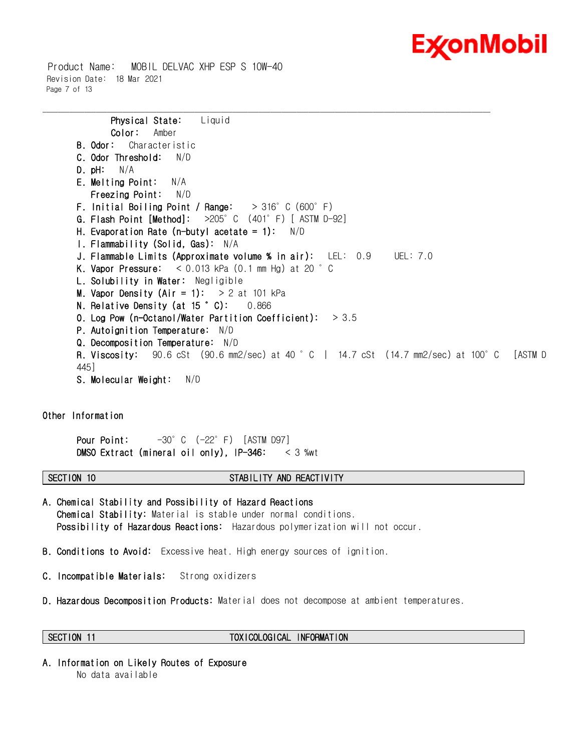Physical State: Liquid
Color: Amber

**B. Odor:** Characteristic
**C. Odor Threshold:** N/D
**D. pH:** N/A
**E. Melting Point:** N/A
**Freezing Point:** N/D
**F. Initial Boiling Point / Range:** > 316° C (600° F)
**G. Flash Point [Method]:** >205° C (401° F) [ ASTM D-92]
**H. Evaporation Rate (n-butyl acetate = 1):** N/D
**I. Flammability (Solid, Gas):** N/A
**J. Flammable Limits (Approximate volume % in air):** LEL: 0.9 UEL: 7.0
**K. Vapor Pressure:** < 0.013 kPa (0.1 mm Hg) at 20 ° C
**L. Solubility in Water:** Negligible
**M. Vapor Density (Air = 1):** > 2 at 101 kPa
**N. Relative Density (at 15 ° C):** 0.866
**O. Log Pow (n-Octanol/Water Partition Coefficient):** > 3.5
**P. Autoignition Temperature:** N/D
**Q. Decomposition Temperature:** N/D
**R. Viscosity:** 90.6 cSt (90.6 mm2/sec) at 40 ° C | 14.7 cSt (14.7 mm2/sec) at 100° C [ASTM D 445]
**S. Molecular Weight:** N/D

## Other Information

**Pour Point:** -30° C (-22° F) [ASTM D97]
**DMSO Extract (mineral oil only), IP-346:** < 3 %wt

## SECTION 10 STABILITY AND REACTIVITY

**A. Chemical Stability and Possibility of Hazard Reactions**
**Chemical Stability:** Material is stable under normal conditions.
**Possibility of Hazardous Reactions:** Hazardous polymerization will not occur.

**B. Conditions to Avoid:** Excessive heat. High energy sources of ignition.

**C. Incompatible Materials:** Strong oxidizers

**D. Hazardous Decomposition Products:** Material does not decompose at ambient temperatures.

## SECTION 11 TOXICOLOGICAL INFORMATION

**A. Information on Likely Routes of Exposure**
No data available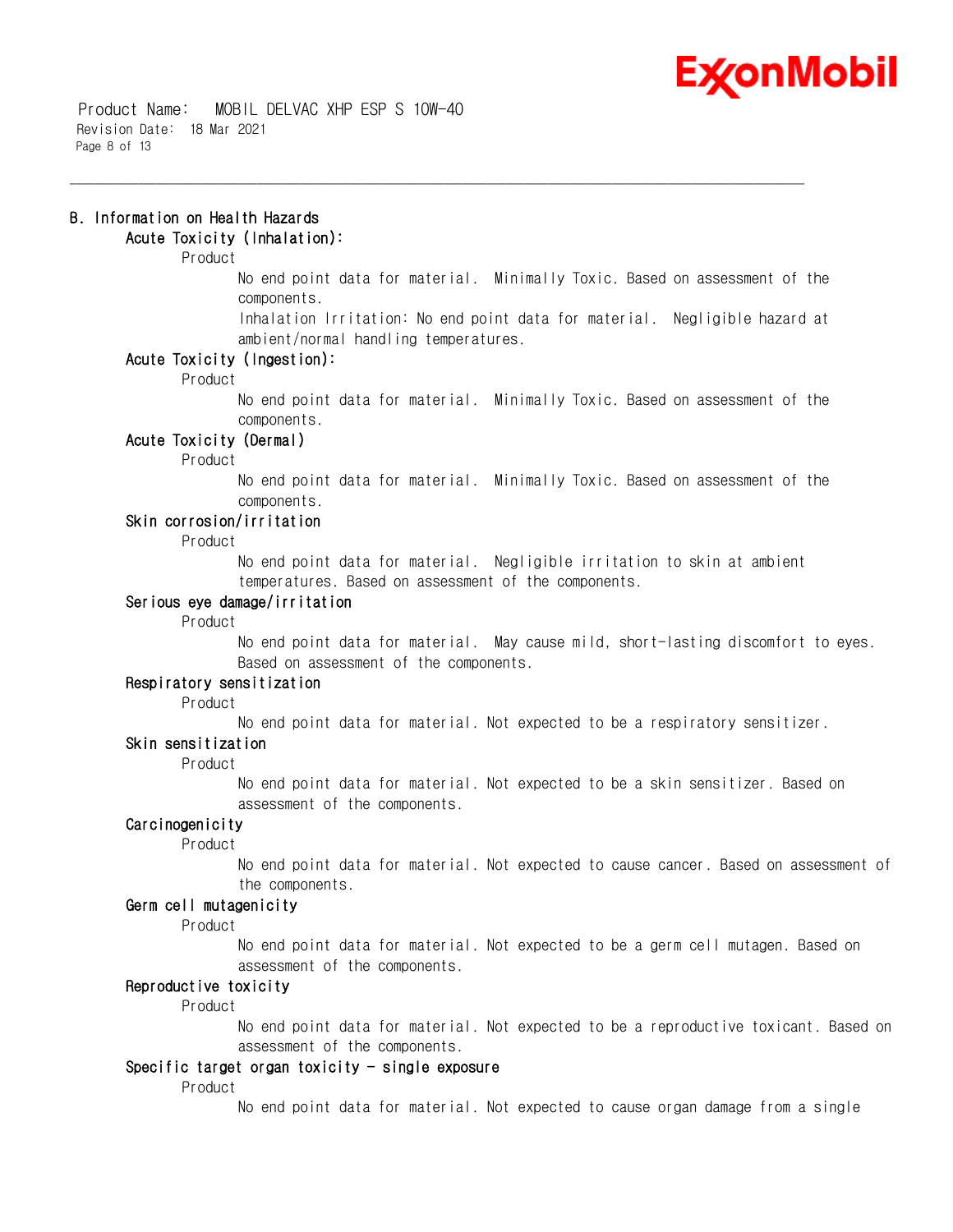## B. Information on Health Hazards

### Acute Toxicity (Inhalation):

Product

No end point data for material. Minimally Toxic. Based on assessment of the components.

Inhalation Irritation: No end point data for material. Negligible hazard at ambient/normal handling temperatures.

### Acute Toxicity (Ingestion):

Product

No end point data for material. Minimally Toxic. Based on assessment of the components.

### Acute Toxicity (Dermal)

Product

No end point data for material. Minimally Toxic. Based on assessment of the components.

### Skin corrosion/irritation

Product

No end point data for material. Negligible irritation to skin at ambient temperatures. Based on assessment of the components.

### Serious eye damage/irritation

Product

No end point data for material. May cause mild, short-lasting discomfort to eyes. Based on assessment of the components.

### Respiratory sensitization

Product

No end point data for material. Not expected to be a respiratory sensitizer.

### Skin sensitization

Product

No end point data for material. Not expected to be a skin sensitizer. Based on assessment of the components.

### Carcinogenicity

Product

No end point data for material. Not expected to cause cancer. Based on assessment of the components.

### Germ cell mutagenicity

Product

No end point data for material. Not expected to be a germ cell mutagen. Based on assessment of the components.

### Reproductive toxicity

Product

No end point data for material. Not expected to be a reproductive toxicant. Based on assessment of the components.

### Specific target organ toxicity - single exposure

Product

No end point data for material. Not expected to cause organ damage from a single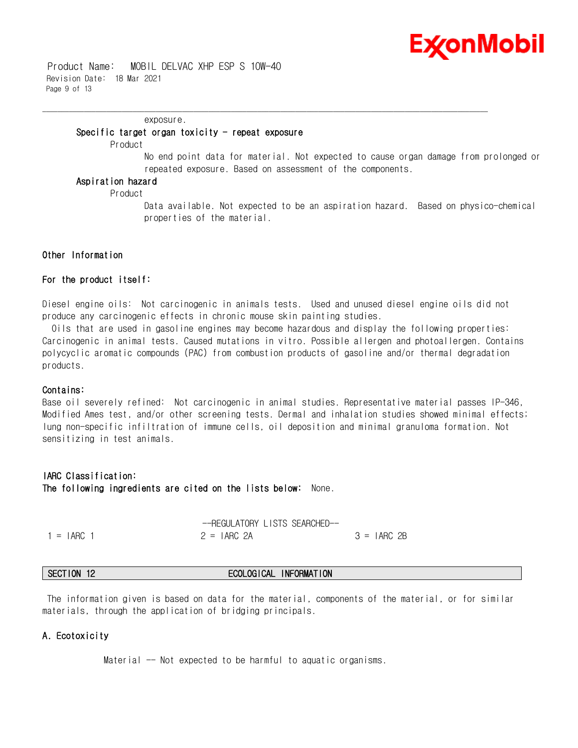exposure.

**Specific target organ toxicity - repeat exposure**

Product

No end point data for material. Not expected to cause organ damage from prolonged or repeated exposure. Based on assessment of the components.

**Aspiration hazard**

Product

Data available. Not expected to be an aspiration hazard. Based on physico-chemical properties of the material.

**Other Information**

**For the product itself:**

Diesel engine oils: Not carcinogenic in animals tests. Used and unused diesel engine oils did not produce any carcinogenic effects in chronic mouse skin painting studies.
Oils that are used in gasoline engines may become hazardous and display the following properties: Carcinogenic in animal tests. Caused mutations in vitro. Possible allergen and photoallergen. Contains polycyclic aromatic compounds (PAC) from combustion products of gasoline and/or thermal degradation products.

**Contains:**

Base oil severely refined: Not carcinogenic in animal studies. Representative material passes IP-346, Modified Ames test, and/or other screening tests. Dermal and inhalation studies showed minimal effects; lung non-specific infiltration of immune cells, oil deposition and minimal granuloma formation. Not sensitizing in test animals.

**IARC Classification:**

**The following ingredients are cited on the lists below:** None.

--REGULATORY LISTS SEARCHED--

| | | |
|---|---|---|
| 1 = IARC 1 | 2 = IARC 2A | 3 = IARC 2B |

## SECTION 12 ECOLOGICAL INFORMATION

The information given is based on data for the material, components of the material, or for similar materials, through the application of bridging principals.

**A. Ecotoxicity**

Material -- Not expected to be harmful to aquatic organisms.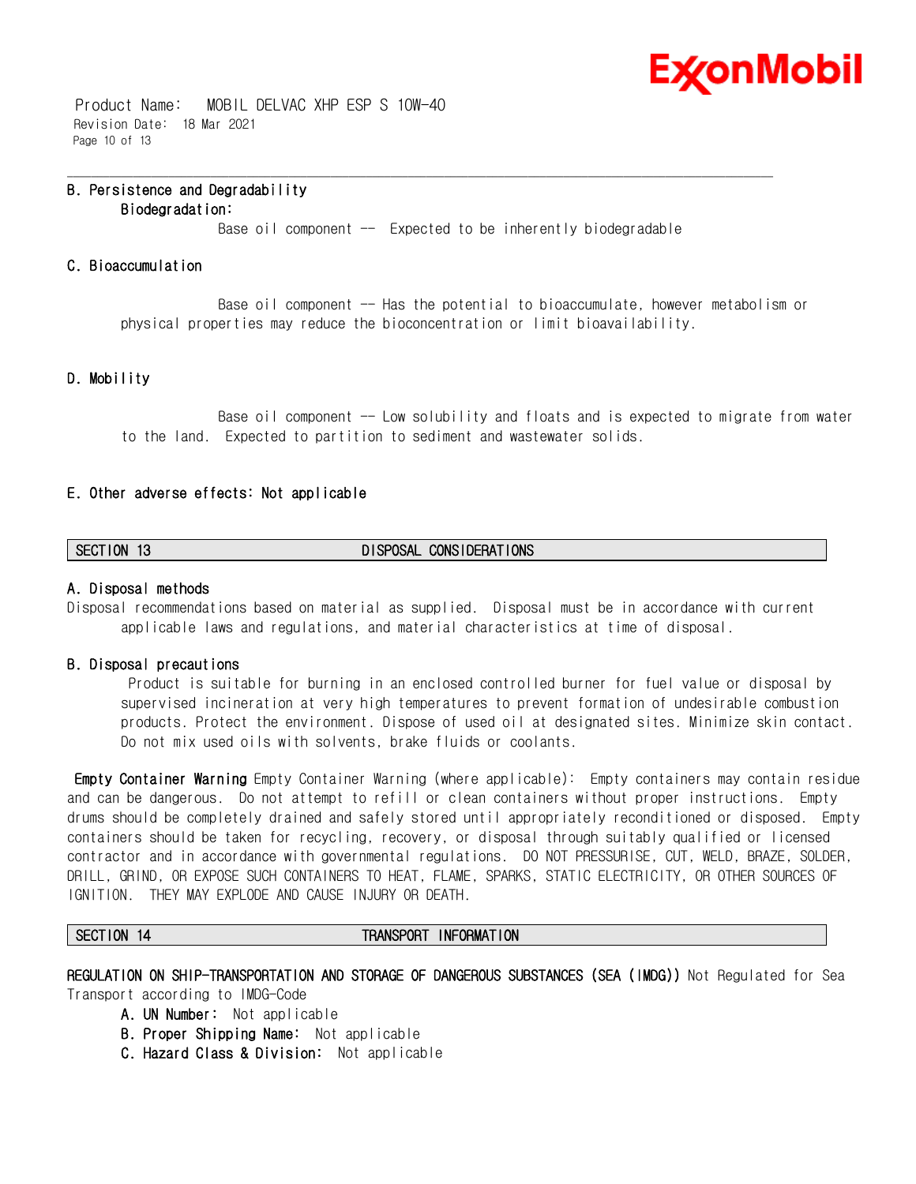### B. Persistence and Degradability

**Biodegradation:**

Base oil component -- Expected to be inherently biodegradable

### C. Bioaccumulation

Base oil component -- Has the potential to bioaccumulate, however metabolism or physical properties may reduce the bioconcentration or limit bioavailability.

### D. Mobility

Base oil component -- Low solubility and floats and is expected to migrate from water to the land. Expected to partition to sediment and wastewater solids.

### E. Other adverse effects: Not applicable

## SECTION 13 DISPOSAL CONSIDERATIONS

### A. Disposal methods

Disposal recommendations based on material as supplied. Disposal must be in accordance with current applicable laws and regulations, and material characteristics at time of disposal.

### B. Disposal precautions

Product is suitable for burning in an enclosed controlled burner for fuel value or disposal by supervised incineration at very high temperatures to prevent formation of undesirable combustion products. Protect the environment. Dispose of used oil at designated sites. Minimize skin contact. Do not mix used oils with solvents, brake fluids or coolants.

**Empty Container Warning** Empty Container Warning (where applicable): Empty containers may contain residue and can be dangerous. Do not attempt to refill or clean containers without proper instructions. Empty drums should be completely drained and safely stored until appropriately reconditioned or disposed. Empty containers should be taken for recycling, recovery, or disposal through suitably qualified or licensed contractor and in accordance with governmental regulations. DO NOT PRESSURISE, CUT, WELD, BRAZE, SOLDER, DRILL, GRIND, OR EXPOSE SUCH CONTAINERS TO HEAT, FLAME, SPARKS, STATIC ELECTRICITY, OR OTHER SOURCES OF IGNITION. THEY MAY EXPLODE AND CAUSE INJURY OR DEATH.

## SECTION 14 TRANSPORT INFORMATION

**REGULATION ON SHIP-TRANSPORTATION AND STORAGE OF DANGEROUS SUBSTANCES (SEA (IMDG))** Not Regulated for Sea Transport according to IMDG-Code

- **A. UN Number:** Not applicable
- **B. Proper Shipping Name:** Not applicable
- **C. Hazard Class & Division:** Not applicable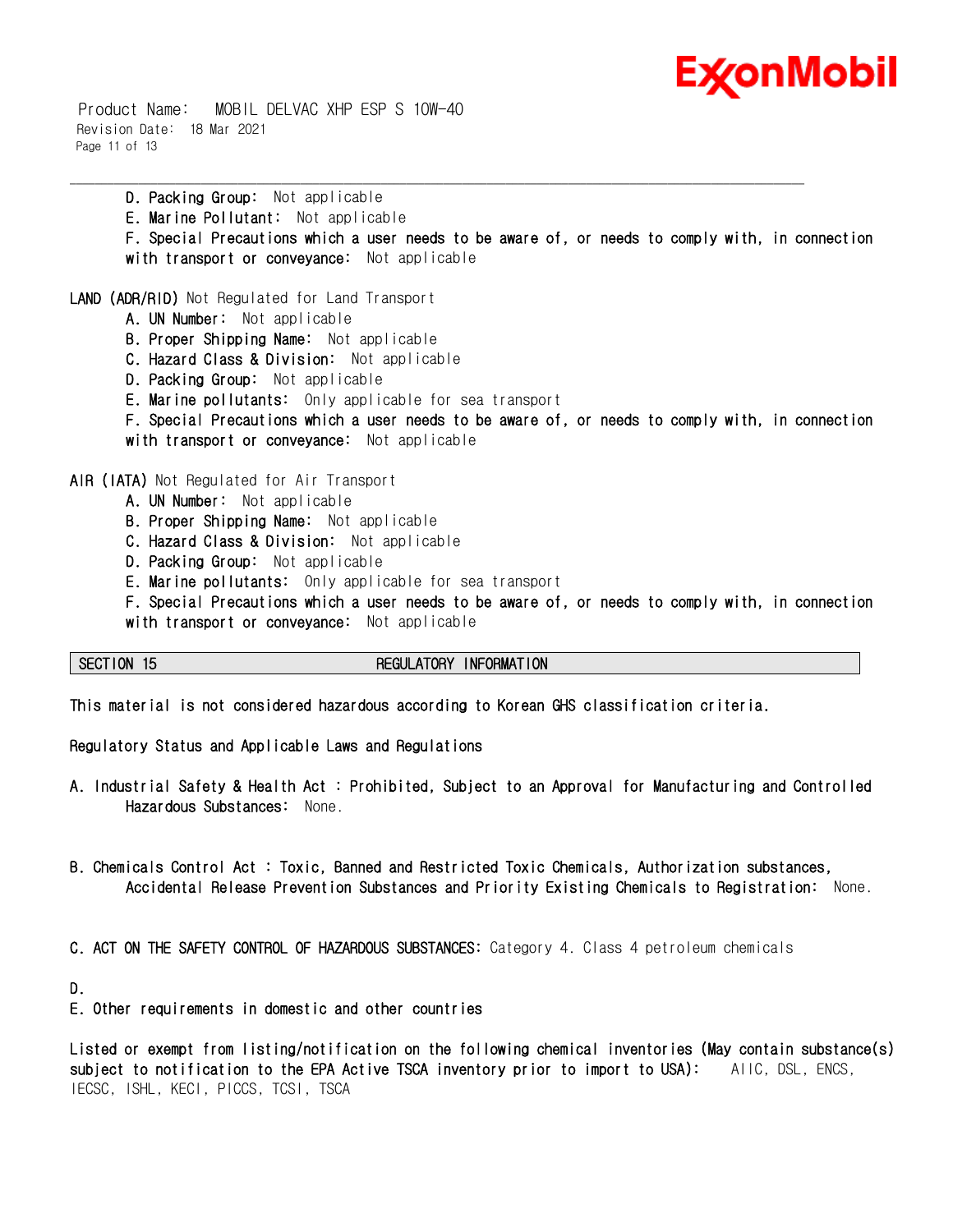D. **Packing Group:** Not applicable

E. **Marine Pollutant:** Not applicable

F. **Special Precautions which a user needs to be aware of, or needs to comply with, in connection with transport or conveyance:** Not applicable

**LAND (ADR/RID)** Not Regulated for Land Transport

A. **UN Number:** Not applicable

B. **Proper Shipping Name:** Not applicable

C. **Hazard Class & Division:** Not applicable

D. **Packing Group:** Not applicable

E. **Marine pollutants:** Only applicable for sea transport

F. **Special Precautions which a user needs to be aware of, or needs to comply with, in connection with transport or conveyance:** Not applicable

**AIR (IATA)** Not Regulated for Air Transport

A. **UN Number:** Not applicable

B. **Proper Shipping Name:** Not applicable

C. **Hazard Class & Division:** Not applicable

D. **Packing Group:** Not applicable

E. **Marine pollutants:** Only applicable for sea transport

F. **Special Precautions which a user needs to be aware of, or needs to comply with, in connection with transport or conveyance:** Not applicable

## SECTION 15 REGULATORY INFORMATION

**This material is not considered hazardous according to Korean GHS classification criteria.**

**Regulatory Status and Applicable Laws and Regulations**

**A. Industrial Safety & Health Act : Prohibited, Subject to an Approval for Manufacturing and Controlled Hazardous Substances:** None.

**B. Chemicals Control Act : Toxic, Banned and Restricted Toxic Chemicals, Authorization substances, Accidental Release Prevention Substances and Priority Existing Chemicals to Registration:** None.

**C. ACT ON THE SAFETY CONTROL OF HAZARDOUS SUBSTANCES:** Category 4. Class 4 petroleum chemicals

**D.**

**E. Other requirements in domestic and other countries**

**Listed or exempt from listing/notification on the following chemical inventories (May contain substance(s) subject to notification to the EPA Active TSCA inventory prior to import to USA):** AIIC, DSL, ENCS, IECSC, ISHL, KECI, PICCS, TCSI, TSCA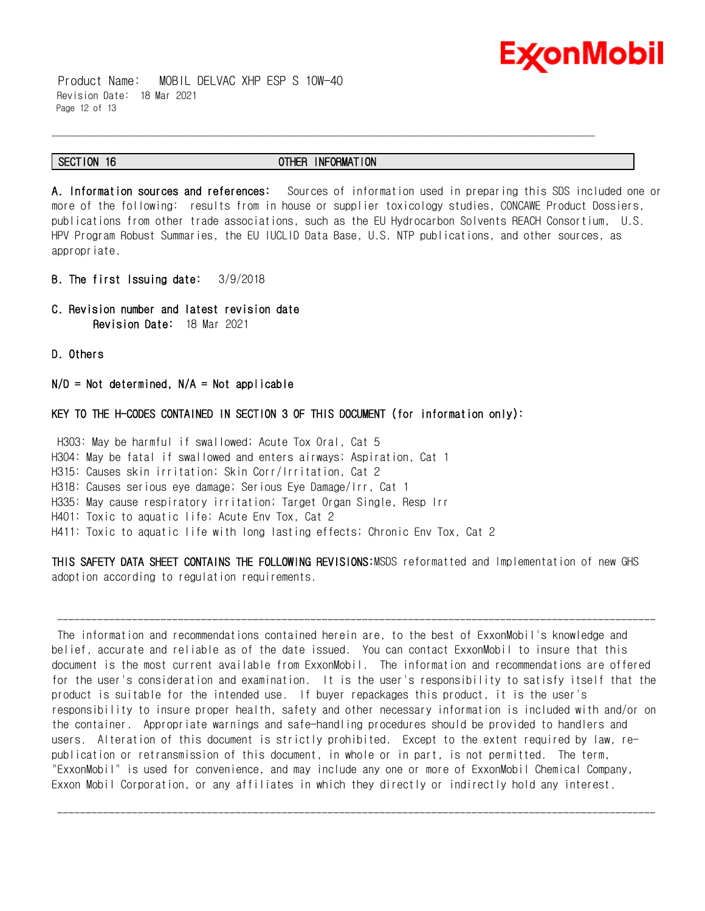## SECTION 16 OTHER INFORMATION

**A. Information sources and references:** Sources of information used in preparing this SDS included one or more of the following: results from in house or supplier toxicology studies, CONCAWE Product Dossiers, publications from other trade associations, such as the EU Hydrocarbon Solvents REACH Consortium, U.S. HPV Program Robust Summaries, the EU IUCLID Data Base, U.S. NTP publications, and other sources, as appropriate.

**B. The first Issuing date:** 3/9/2018

**C. Revision number and latest revision date**
**Revision Date:** 18 Mar 2021

**D. Others**

**N/D = Not determined, N/A = Not applicable**

**KEY TO THE H-CODES CONTAINED IN SECTION 3 OF THIS DOCUMENT (for information only):**

H303: May be harmful if swallowed; Acute Tox Oral, Cat 5
H304: May be fatal if swallowed and enters airways; Aspiration, Cat 1
H315: Causes skin irritation; Skin Corr/Irritation, Cat 2
H318: Causes serious eye damage; Serious Eye Damage/Irr, Cat 1
H335: May cause respiratory irritation; Target Organ Single, Resp Irr
H401: Toxic to aquatic life; Acute Env Tox, Cat 2
H411: Toxic to aquatic life with long lasting effects; Chronic Env Tox, Cat 2

**THIS SAFETY DATA SHEET CONTAINS THE FOLLOWING REVISIONS:** MSDS reformatted and Implementation of new GHS adoption according to regulation requirements.

---

The information and recommendations contained herein are, to the best of ExxonMobil's knowledge and belief, accurate and reliable as of the date issued. You can contact ExxonMobil to insure that this document is the most current available from ExxonMobil. The information and recommendations are offered for the user's consideration and examination. It is the user's responsibility to satisfy itself that the product is suitable for the intended use. If buyer repackages this product, it is the user's responsibility to insure proper health, safety and other necessary information is included with and/or on the container. Appropriate warnings and safe-handling procedures should be provided to handlers and users. Alteration of this document is strictly prohibited. Except to the extent required by law, re-publication or retransmission of this document, in whole or in part, is not permitted. The term, "ExxonMobil" is used for convenience, and may include any one or more of ExxonMobil Chemical Company, Exxon Mobil Corporation, or any affiliates in which they directly or indirectly hold any interest.

---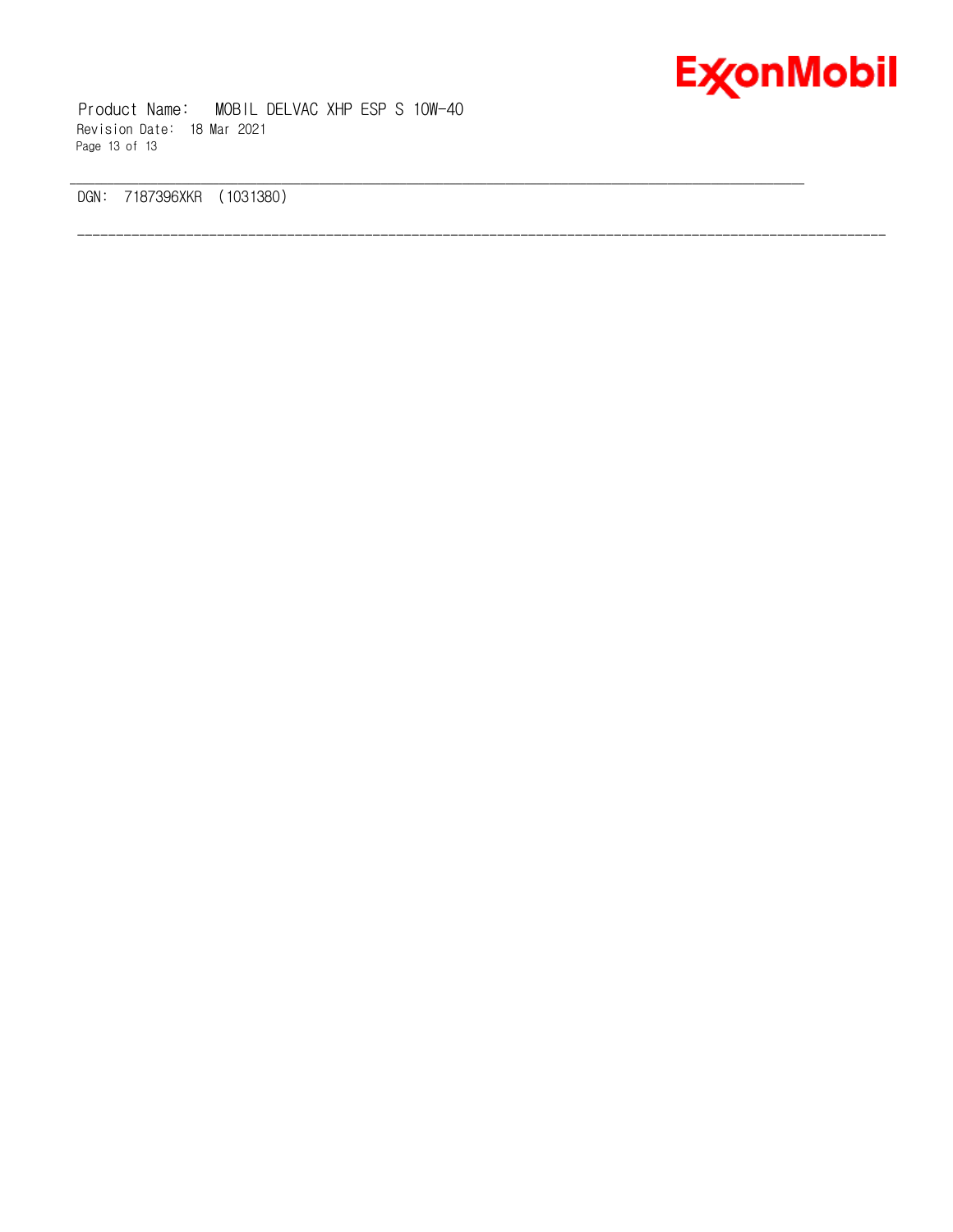DGN: 7187396XKR (1031380)